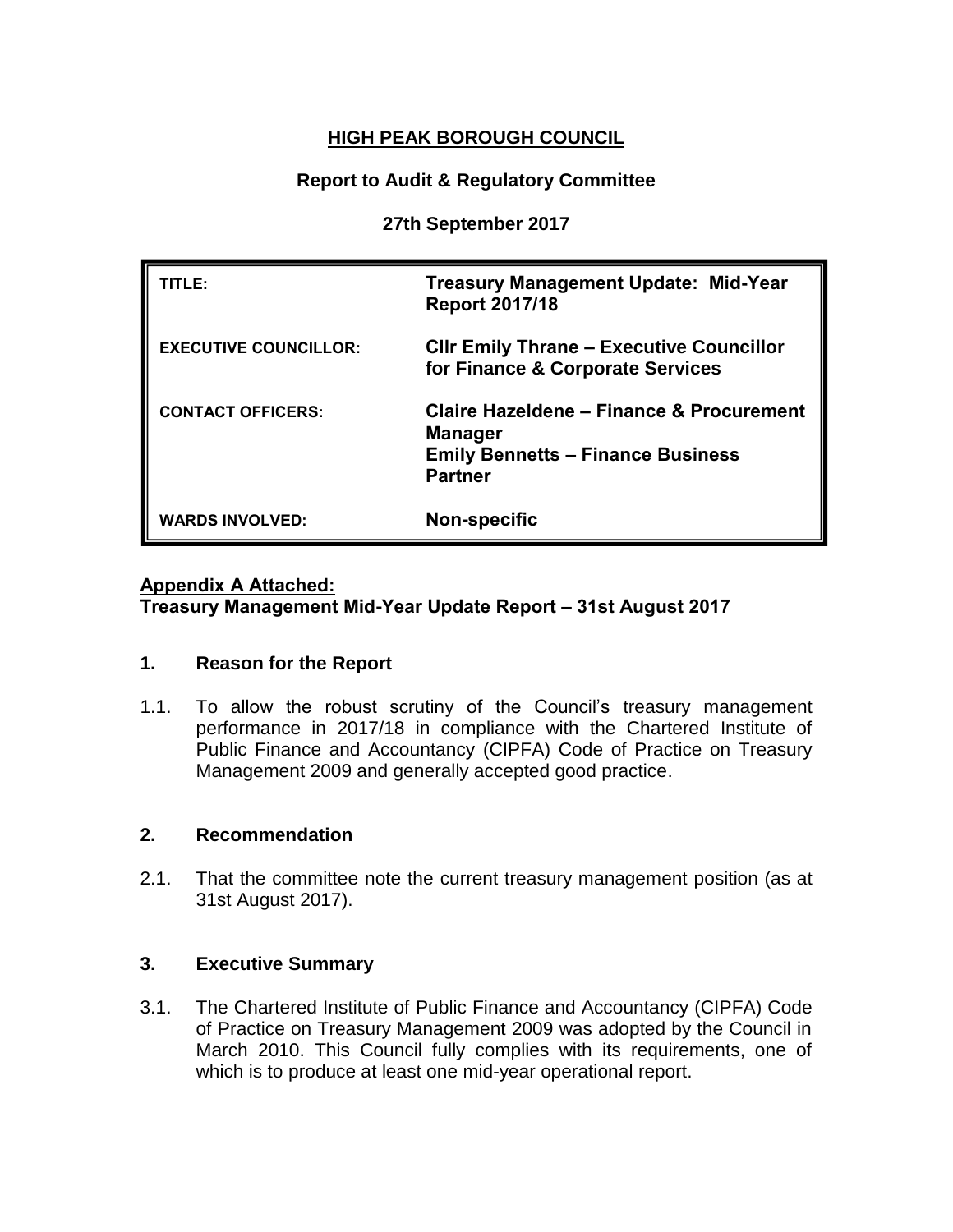# HIGH PEAK BOROUGH COUNCIL

## Report to Audit & Regulatory Committee

### 27th September 2017

| | |
|---|---|
| **TITLE:** | **Treasury Management Update: Mid-Year Report 2017/18** |
| **EXECUTIVE COUNCILLOR:** | **Cllr Emily Thrane – Executive Councillor for Finance & Corporate Services** |
| **CONTACT OFFICERS:** | **Claire Hazeldene – Finance & Procurement Manager**<br>**Emily Bennetts – Finance Business Partner** |
| **WARDS INVOLVED:** | **Non-specific** |

**Appendix A Attached:**
**Treasury Management Mid-Year Update Report – 31st August 2017**

### 1. Reason for the Report

1.1. To allow the robust scrutiny of the Council's treasury management performance in 2017/18 in compliance with the Chartered Institute of Public Finance and Accountancy (CIPFA) Code of Practice on Treasury Management 2009 and generally accepted good practice.

### 2. Recommendation

2.1. That the committee note the current treasury management position (as at 31st August 2017).

### 3. Executive Summary

3.1. The Chartered Institute of Public Finance and Accountancy (CIPFA) Code of Practice on Treasury Management 2009 was adopted by the Council in March 2010. This Council fully complies with its requirements, one of which is to produce at least one mid-year operational report.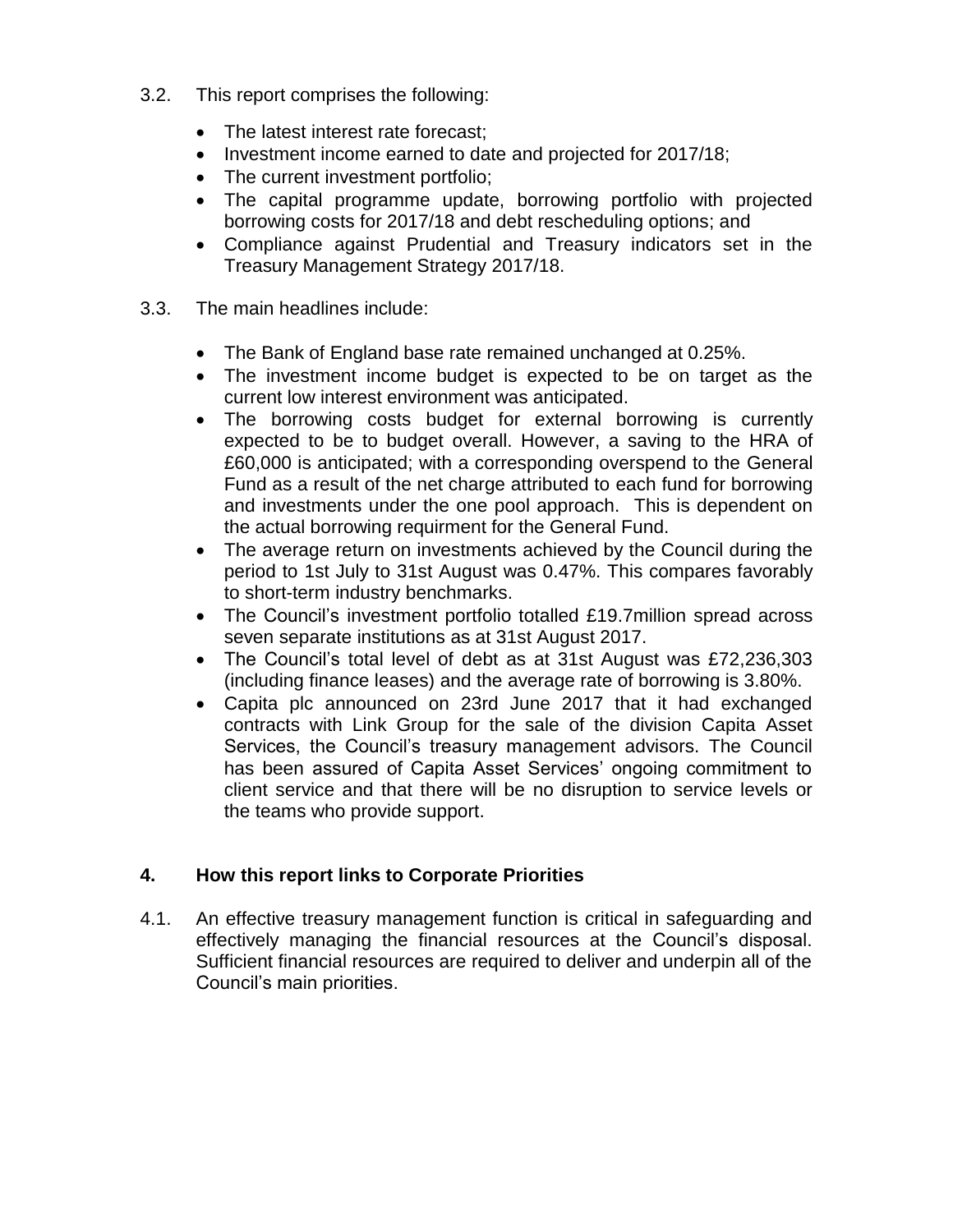3.2. This report comprises the following:

- The latest interest rate forecast;
- Investment income earned to date and projected for 2017/18;
- The current investment portfolio;
- The capital programme update, borrowing portfolio with projected borrowing costs for 2017/18 and debt rescheduling options; and
- Compliance against Prudential and Treasury indicators set in the Treasury Management Strategy 2017/18.

3.3. The main headlines include:

- The Bank of England base rate remained unchanged at 0.25%.
- The investment income budget is expected to be on target as the current low interest environment was anticipated.
- The borrowing costs budget for external borrowing is currently expected to be to budget overall. However, a saving to the HRA of £60,000 is anticipated; with a corresponding overspend to the General Fund as a result of the net charge attributed to each fund for borrowing and investments under the one pool approach. This is dependent on the actual borrowing requirment for the General Fund.
- The average return on investments achieved by the Council during the period to 1st July to 31st August was 0.47%. This compares favorably to short-term industry benchmarks.
- The Council's investment portfolio totalled £19.7million spread across seven separate institutions as at 31st August 2017.
- The Council's total level of debt as at 31st August was £72,236,303 (including finance leases) and the average rate of borrowing is 3.80%.
- Capita plc announced on 23rd June 2017 that it had exchanged contracts with Link Group for the sale of the division Capita Asset Services, the Council's treasury management advisors. The Council has been assured of Capita Asset Services' ongoing commitment to client service and that there will be no disruption to service levels or the teams who provide support.

## 4. How this report links to Corporate Priorities

4.1. An effective treasury management function is critical in safeguarding and effectively managing the financial resources at the Council's disposal. Sufficient financial resources are required to deliver and underpin all of the Council's main priorities.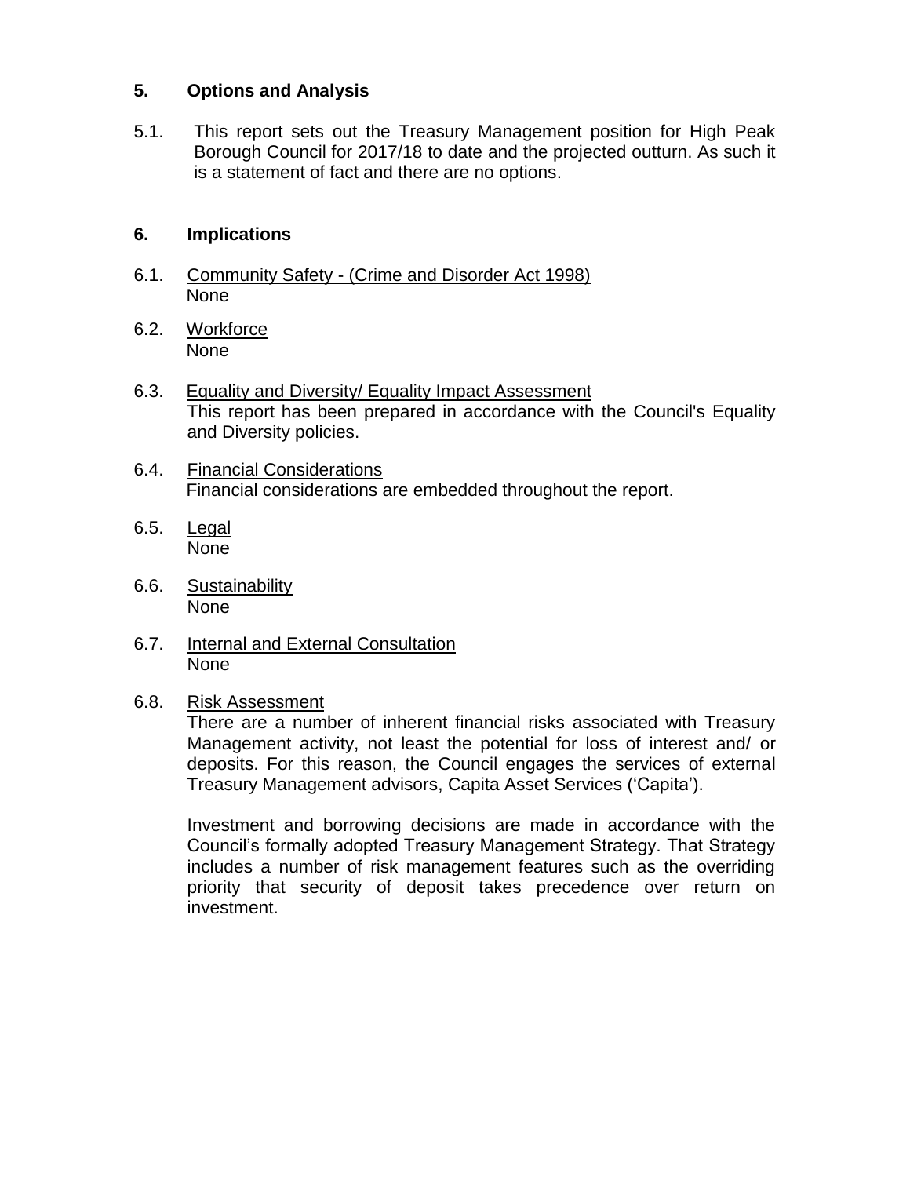## 5. Options and Analysis

5.1. This report sets out the Treasury Management position for High Peak Borough Council for 2017/18 to date and the projected outturn. As such it is a statement of fact and there are no options.

## 6. Implications

6.1. Community Safety - (Crime and Disorder Act 1998)
None

6.2. Workforce
None

6.3. Equality and Diversity/ Equality Impact Assessment
This report has been prepared in accordance with the Council's Equality and Diversity policies.

6.4. Financial Considerations
Financial considerations are embedded throughout the report.

6.5. Legal
None

6.6. Sustainability
None

6.7. Internal and External Consultation
None

6.8. Risk Assessment
There are a number of inherent financial risks associated with Treasury Management activity, not least the potential for loss of interest and/ or deposits. For this reason, the Council engages the services of external Treasury Management advisors, Capita Asset Services ('Capita').

Investment and borrowing decisions are made in accordance with the Council's formally adopted Treasury Management Strategy. That Strategy includes a number of risk management features such as the overriding priority that security of deposit takes precedence over return on investment.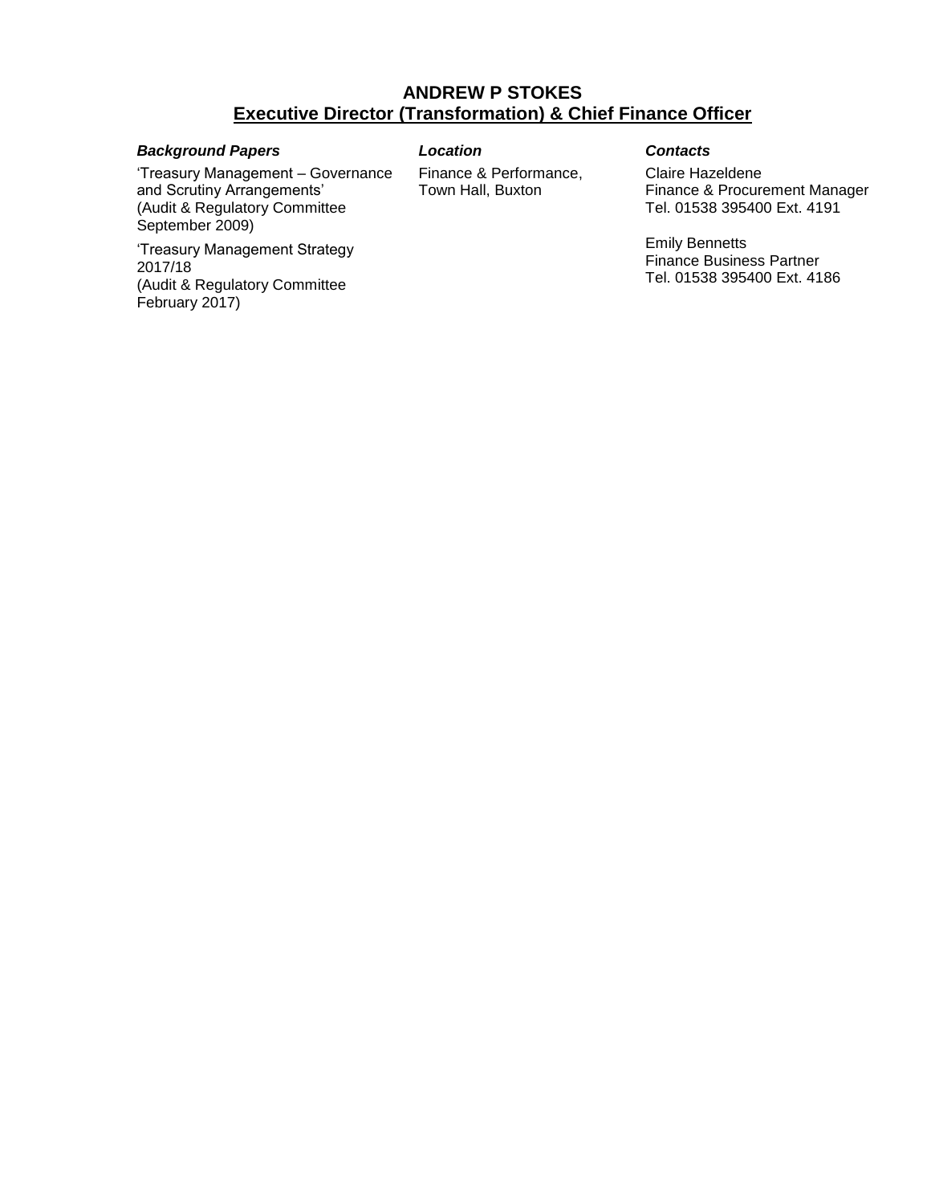**ANDREW P STOKES**
**Executive Director (Transformation) & Chief Finance Officer**

| ***Background Papers*** | ***Location*** | ***Contacts*** |
|---|---|---|
| 'Treasury Management – Governance and Scrutiny Arrangements' (Audit & Regulatory Committee September 2009) | Finance & Performance, Town Hall, Buxton | Claire Hazeldene<br>Finance & Procurement Manager<br>Tel. 01538 395400 Ext. 4191 |
| 'Treasury Management Strategy 2017/18 (Audit & Regulatory Committee February 2017) | | Emily Bennetts<br>Finance Business Partner<br>Tel. 01538 395400 Ext. 4186 |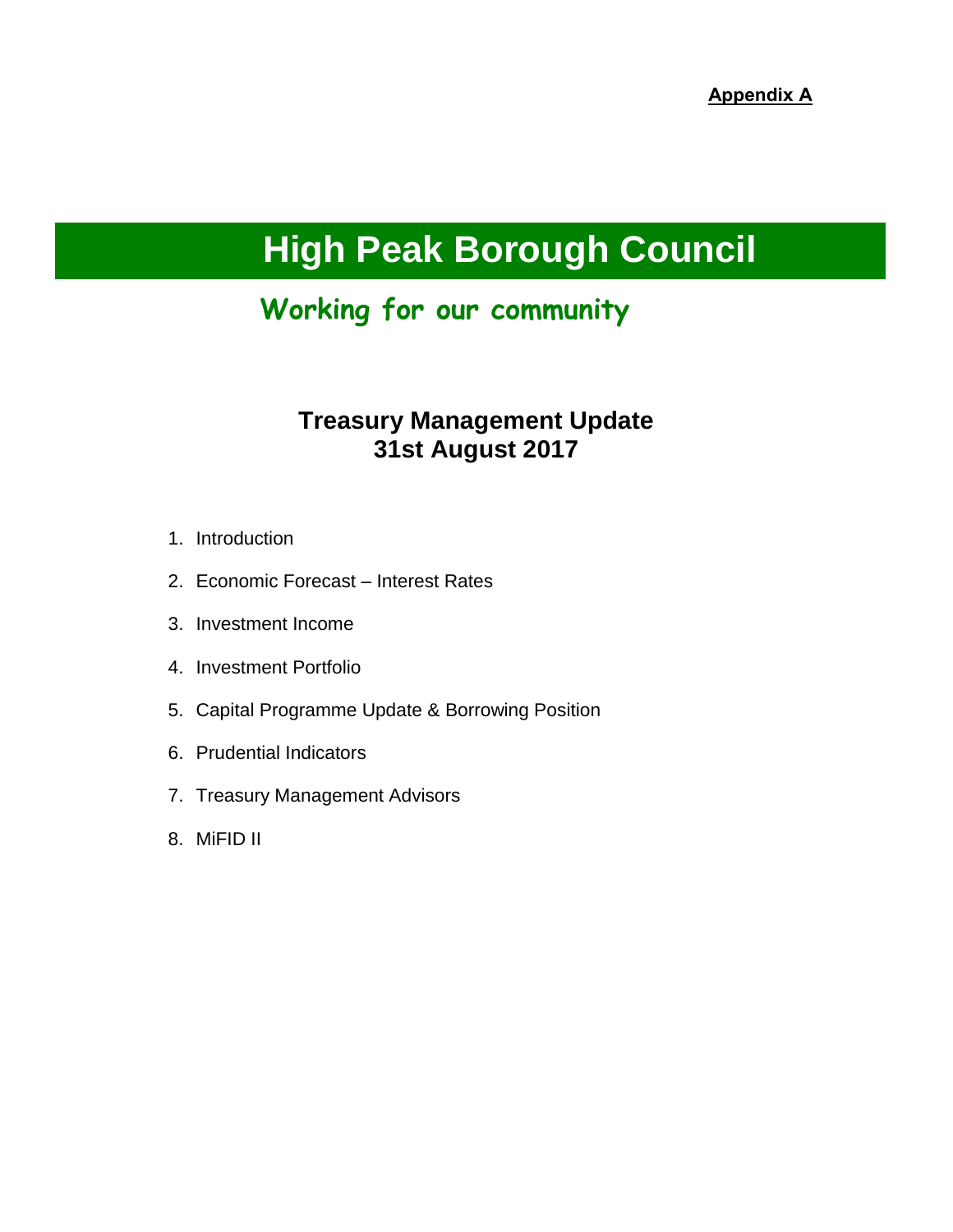**Appendix A**

# High Peak Borough Council

## Working for our community

### Treasury Management Update
### 31st August 2017

1. Introduction
2. Economic Forecast – Interest Rates
3. Investment Income
4. Investment Portfolio
5. Capital Programme Update & Borrowing Position
6. Prudential Indicators
7. Treasury Management Advisors
8. MiFID II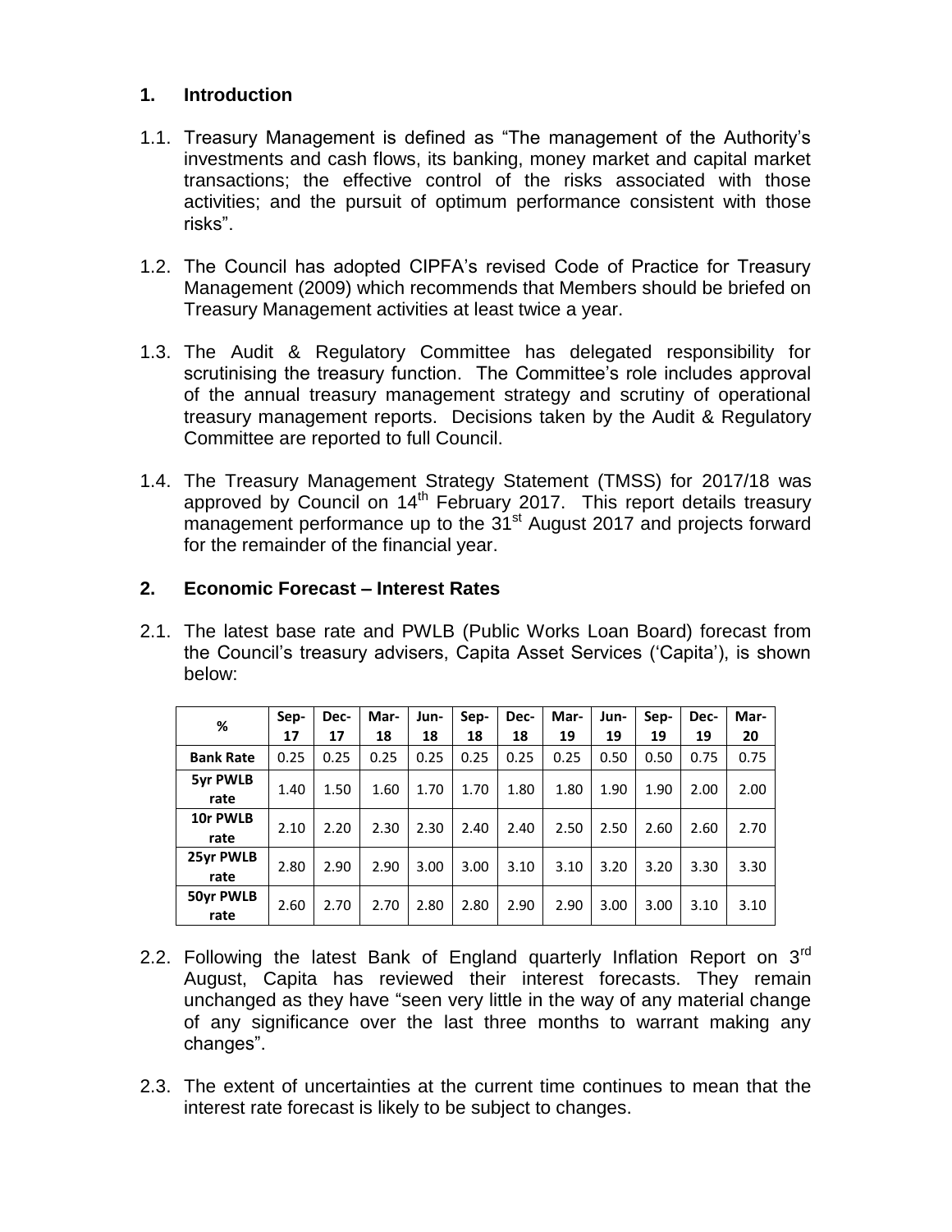## 1. Introduction

1.1. Treasury Management is defined as "The management of the Authority's investments and cash flows, its banking, money market and capital market transactions; the effective control of the risks associated with those activities; and the pursuit of optimum performance consistent with those risks".

1.2. The Council has adopted CIPFA's revised Code of Practice for Treasury Management (2009) which recommends that Members should be briefed on Treasury Management activities at least twice a year.

1.3. The Audit & Regulatory Committee has delegated responsibility for scrutinising the treasury function. The Committee's role includes approval of the annual treasury management strategy and scrutiny of operational treasury management reports. Decisions taken by the Audit & Regulatory Committee are reported to full Council.

1.4. The Treasury Management Strategy Statement (TMSS) for 2017/18 was approved by Council on 14th February 2017. This report details treasury management performance up to the 31st August 2017 and projects forward for the remainder of the financial year.

## 2. Economic Forecast – Interest Rates

2.1. The latest base rate and PWLB (Public Works Loan Board) forecast from the Council's treasury advisers, Capita Asset Services ('Capita'), is shown below:

| % | Sep-17 | Dec-17 | Mar-18 | Jun-18 | Sep-18 | Dec-18 | Mar-19 | Jun-19 | Sep-19 | Dec-19 | Mar-20 |
|---|---|---|---|---|---|---|---|---|---|---|---|
| **Bank Rate** | 0.25 | 0.25 | 0.25 | 0.25 | 0.25 | 0.25 | 0.25 | 0.50 | 0.50 | 0.75 | 0.75 |
| **5yr PWLB rate** | 1.40 | 1.50 | 1.60 | 1.70 | 1.70 | 1.80 | 1.80 | 1.90 | 1.90 | 2.00 | 2.00 |
| **10r PWLB rate** | 2.10 | 2.20 | 2.30 | 2.30 | 2.40 | 2.40 | 2.50 | 2.50 | 2.60 | 2.60 | 2.70 |
| **25yr PWLB rate** | 2.80 | 2.90 | 2.90 | 3.00 | 3.00 | 3.10 | 3.10 | 3.20 | 3.20 | 3.30 | 3.30 |
| **50yr PWLB rate** | 2.60 | 2.70 | 2.70 | 2.80 | 2.80 | 2.90 | 2.90 | 3.00 | 3.00 | 3.10 | 3.10 |

2.2. Following the latest Bank of England quarterly Inflation Report on 3rd August, Capita has reviewed their interest forecasts. They remain unchanged as they have "seen very little in the way of any material change of any significance over the last three months to warrant making any changes".

2.3. The extent of uncertainties at the current time continues to mean that the interest rate forecast is likely to be subject to changes.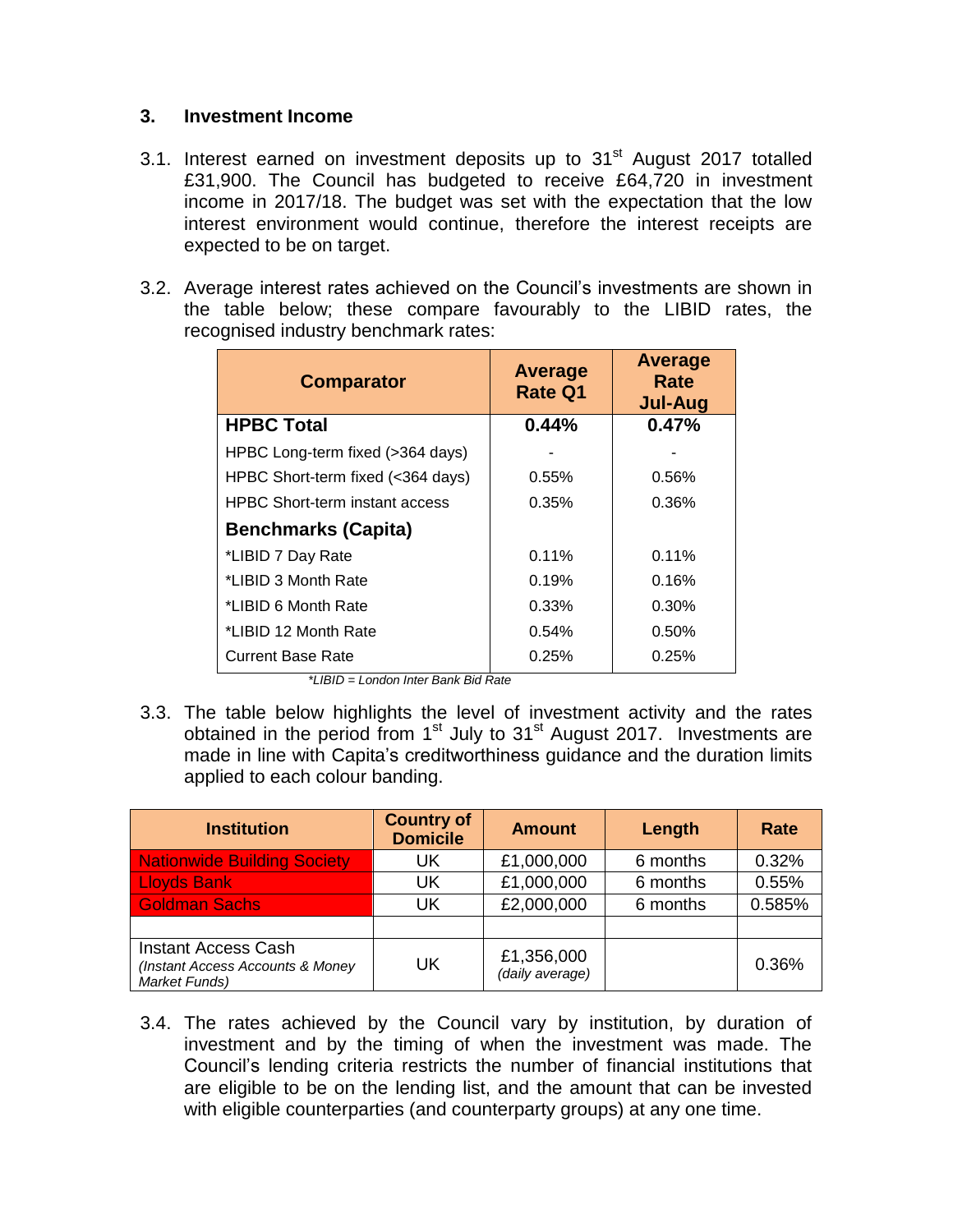## 3. Investment Income

3.1. Interest earned on investment deposits up to 31st August 2017 totalled £31,900. The Council has budgeted to receive £64,720 in investment income in 2017/18. The budget was set with the expectation that the low interest environment would continue, therefore the interest receipts are expected to be on target.

3.2. Average interest rates achieved on the Council's investments are shown in the table below; these compare favourably to the LIBID rates, the recognised industry benchmark rates:

| Comparator | Average Rate Q1 | Average Rate Jul-Aug |
|---|---|---|
| **HPBC Total** | **0.44%** | **0.47%** |
| HPBC Long-term fixed (>364 days) | - | - |
| HPBC Short-term fixed (<364 days) | 0.55% | 0.56% |
| HPBC Short-term instant access | 0.35% | 0.36% |
| **Benchmarks (Capita)** | | |
| *LIBID 7 Day Rate | 0.11% | 0.11% |
| *LIBID 3 Month Rate | 0.19% | 0.16% |
| *LIBID 6 Month Rate | 0.33% | 0.30% |
| *LIBID 12 Month Rate | 0.54% | 0.50% |
| Current Base Rate | 0.25% | 0.25% |

*\*LIBID = London Inter Bank Bid Rate*

3.3. The table below highlights the level of investment activity and the rates obtained in the period from 1st July to 31st August 2017. Investments are made in line with Capita's creditworthiness guidance and the duration limits applied to each colour banding.

| Institution | Country of Domicile | Amount | Length | Rate |
|---|---|---|---|---|
| Nationwide Building Society | UK | £1,000,000 | 6 months | 0.32% |
| Lloyds Bank | UK | £1,000,000 | 6 months | 0.55% |
| Goldman Sachs | UK | £2,000,000 | 6 months | 0.585% |
| | | | | |
| Instant Access Cash *(Instant Access Accounts & Money Market Funds)* | UK | £1,356,000 *(daily average)* | | 0.36% |

3.4. The rates achieved by the Council vary by institution, by duration of investment and by the timing of when the investment was made. The Council's lending criteria restricts the number of financial institutions that are eligible to be on the lending list, and the amount that can be invested with eligible counterparties (and counterparty groups) at any one time.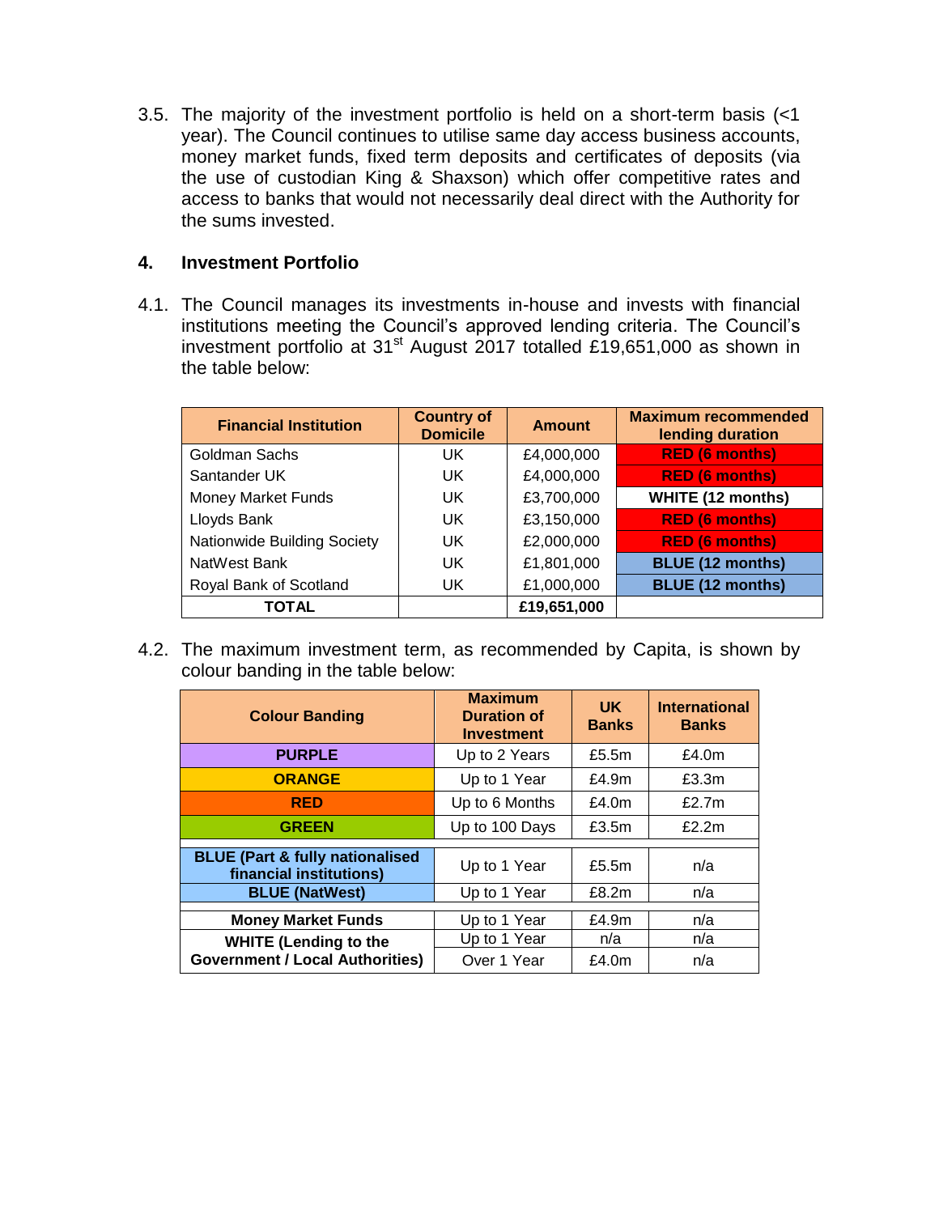3.5. The majority of the investment portfolio is held on a short-term basis (<1 year). The Council continues to utilise same day access business accounts, money market funds, fixed term deposits and certificates of deposits (via the use of custodian King & Shaxson) which offer competitive rates and access to banks that would not necessarily deal direct with the Authority for the sums invested.

## 4. Investment Portfolio

4.1. The Council manages its investments in-house and invests with financial institutions meeting the Council's approved lending criteria. The Council's investment portfolio at 31st August 2017 totalled £19,651,000 as shown in the table below:

| Financial Institution | Country of Domicile | Amount | Maximum recommended lending duration |
|---|---|---|---|
| Goldman Sachs | UK | £4,000,000 | RED (6 months) |
| Santander UK | UK | £4,000,000 | RED (6 months) |
| Money Market Funds | UK | £3,700,000 | WHITE (12 months) |
| Lloyds Bank | UK | £3,150,000 | RED (6 months) |
| Nationwide Building Society | UK | £2,000,000 | RED (6 months) |
| NatWest Bank | UK | £1,801,000 | BLUE (12 months) |
| Royal Bank of Scotland | UK | £1,000,000 | BLUE (12 months) |
| **TOTAL** | | **£19,651,000** | |

4.2. The maximum investment term, as recommended by Capita, is shown by colour banding in the table below:

| Colour Banding | Maximum Duration of Investment | UK Banks | International Banks |
|---|---|---|---|
| **PURPLE** | Up to 2 Years | £5.5m | £4.0m |
| **ORANGE** | Up to 1 Year | £4.9m | £3.3m |
| **RED** | Up to 6 Months | £4.0m | £2.7m |
| **GREEN** | Up to 100 Days | £3.5m | £2.2m |
| **BLUE (Part & fully nationalised financial institutions)** | Up to 1 Year | £5.5m | n/a |
| **BLUE (NatWest)** | Up to 1 Year | £8.2m | n/a |
| **Money Market Funds** | Up to 1 Year | £4.9m | n/a |
| **WHITE (Lending to the Government / Local Authorities)** | Up to 1 Year | n/a | n/a |
| | Over 1 Year | £4.0m | n/a |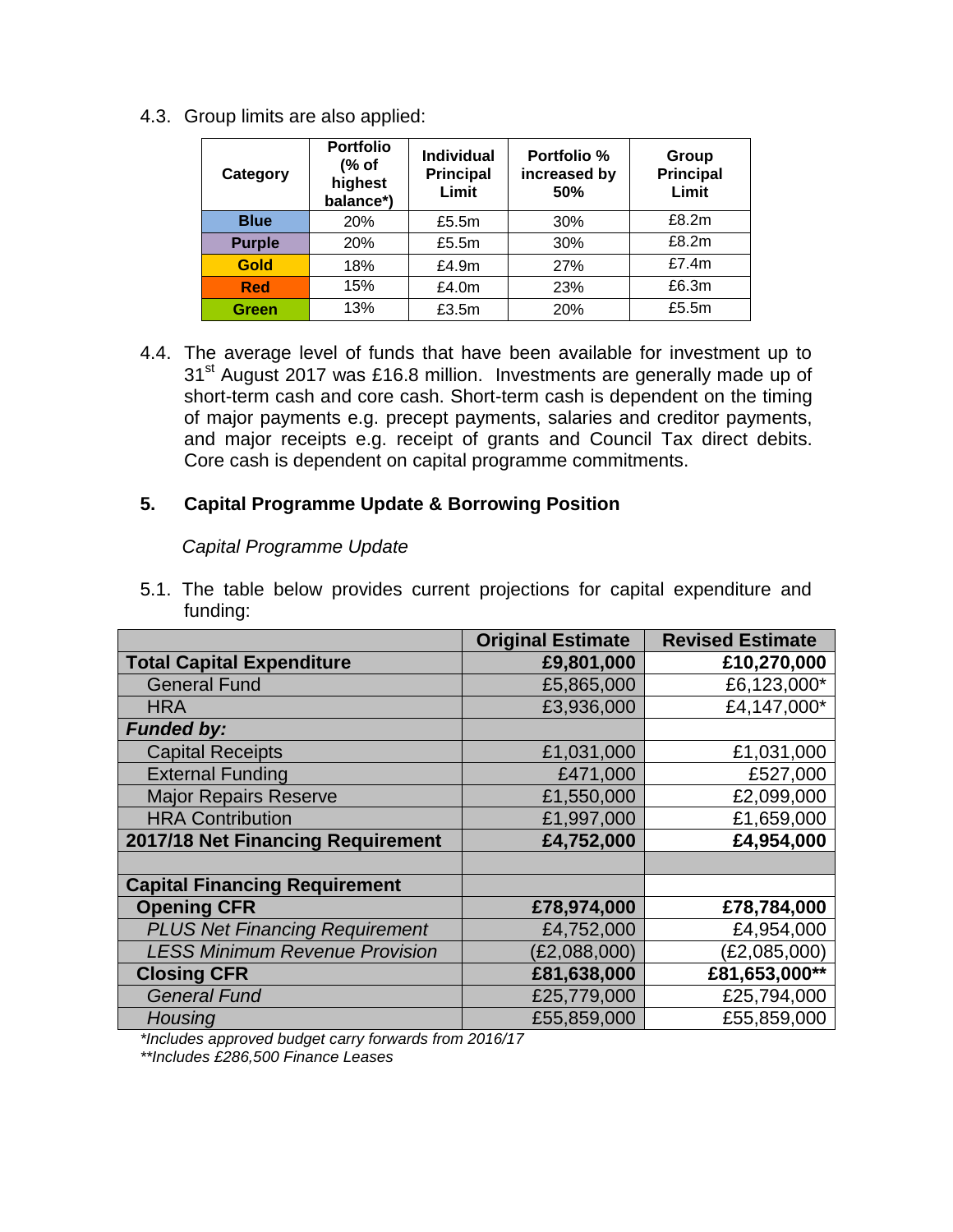4.3. Group limits are also applied:

| Category | Portfolio (% of highest balance*) | Individual Principal Limit | Portfolio % increased by 50% | Group Principal Limit |
|---|---|---|---|---|
| Blue | 20% | £5.5m | 30% | £8.2m |
| Purple | 20% | £5.5m | 30% | £8.2m |
| Gold | 18% | £4.9m | 27% | £7.4m |
| Red | 15% | £4.0m | 23% | £6.3m |
| Green | 13% | £3.5m | 20% | £5.5m |

4.4. The average level of funds that have been available for investment up to 31st August 2017 was £16.8 million. Investments are generally made up of short-term cash and core cash. Short-term cash is dependent on the timing of major payments e.g. precept payments, salaries and creditor payments, and major receipts e.g. receipt of grants and Council Tax direct debits. Core cash is dependent on capital programme commitments.

## 5. Capital Programme Update & Borrowing Position

*Capital Programme Update*

5.1. The table below provides current projections for capital expenditure and funding:

| | Original Estimate | Revised Estimate |
|---|---|---|
| **Total Capital Expenditure** | **£9,801,000** | **£10,270,000** |
| General Fund | £5,865,000 | £6,123,000* |
| HRA | £3,936,000 | £4,147,000* |
| ***Funded by:*** | | |
| Capital Receipts | £1,031,000 | £1,031,000 |
| External Funding | £471,000 | £527,000 |
| Major Repairs Reserve | £1,550,000 | £2,099,000 |
| HRA Contribution | £1,997,000 | £1,659,000 |
| **2017/18 Net Financing Requirement** | **£4,752,000** | **£4,954,000** |
| | | |
| **Capital Financing Requirement** | | |
| **Opening CFR** | **£78,974,000** | **£78,784,000** |
| *PLUS Net Financing Requirement* | £4,752,000 | £4,954,000 |
| *LESS Minimum Revenue Provision* | (£2,088,000) | (£2,085,000) |
| **Closing CFR** | **£81,638,000** | **£81,653,000**** |
| *General Fund* | £25,779,000 | £25,794,000 |
| *Housing* | £55,859,000 | £55,859,000 |

*\*Includes approved budget carry forwards from 2016/17*

*\*\*Includes £286,500 Finance Leases*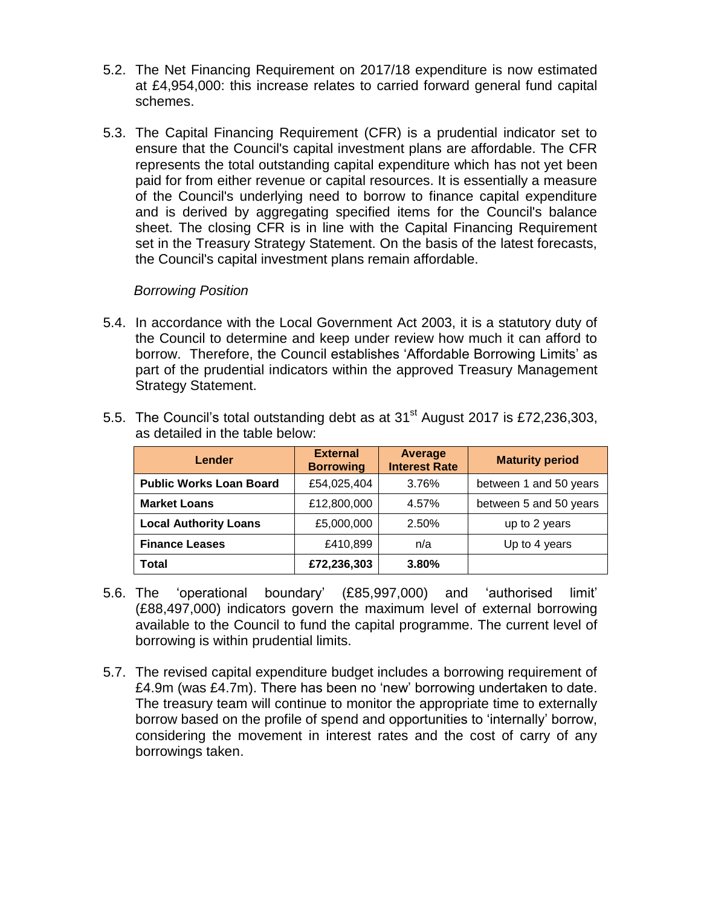5.2. The Net Financing Requirement on 2017/18 expenditure is now estimated at £4,954,000: this increase relates to carried forward general fund capital schemes.

5.3. The Capital Financing Requirement (CFR) is a prudential indicator set to ensure that the Council's capital investment plans are affordable. The CFR represents the total outstanding capital expenditure which has not yet been paid for from either revenue or capital resources. It is essentially a measure of the Council's underlying need to borrow to finance capital expenditure and is derived by aggregating specified items for the Council's balance sheet. The closing CFR is in line with the Capital Financing Requirement set in the Treasury Strategy Statement. On the basis of the latest forecasts, the Council's capital investment plans remain affordable.

*Borrowing Position*

5.4. In accordance with the Local Government Act 2003, it is a statutory duty of the Council to determine and keep under review how much it can afford to borrow. Therefore, the Council establishes 'Affordable Borrowing Limits' as part of the prudential indicators within the approved Treasury Management Strategy Statement.

5.5. The Council's total outstanding debt as at 31st August 2017 is £72,236,303, as detailed in the table below:

| Lender | External Borrowing | Average Interest Rate | Maturity period |
|---|---|---|---|
| **Public Works Loan Board** | £54,025,404 | 3.76% | between 1 and 50 years |
| **Market Loans** | £12,800,000 | 4.57% | between 5 and 50 years |
| **Local Authority Loans** | £5,000,000 | 2.50% | up to 2 years |
| **Finance Leases** | £410,899 | n/a | Up to 4 years |
| **Total** | **£72,236,303** | **3.80%** | |

5.6. The 'operational boundary' (£85,997,000) and 'authorised limit' (£88,497,000) indicators govern the maximum level of external borrowing available to the Council to fund the capital programme. The current level of borrowing is within prudential limits.

5.7. The revised capital expenditure budget includes a borrowing requirement of £4.9m (was £4.7m). There has been no 'new' borrowing undertaken to date. The treasury team will continue to monitor the appropriate time to externally borrow based on the profile of spend and opportunities to 'internally' borrow, considering the movement in interest rates and the cost of carry of any borrowings taken.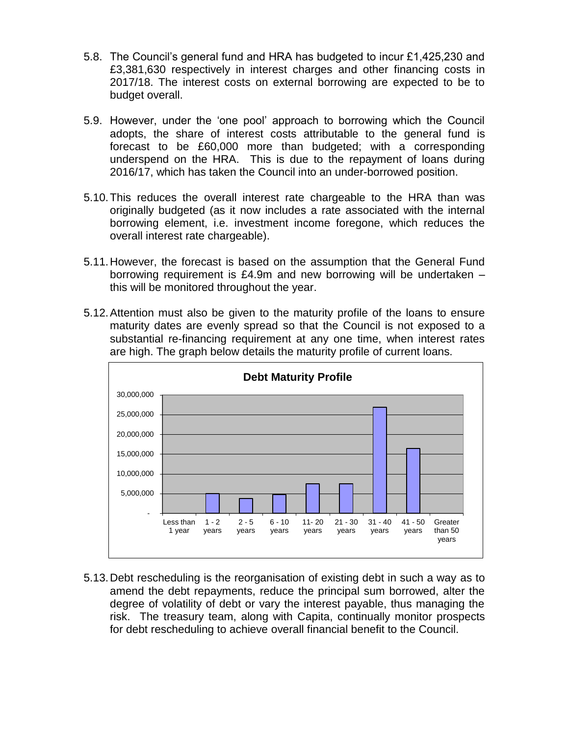5.8. The Council's general fund and HRA has budgeted to incur £1,425,230 and £3,381,630 respectively in interest charges and other financing costs in 2017/18. The interest costs on external borrowing are expected to be to budget overall.

5.9. However, under the 'one pool' approach to borrowing which the Council adopts, the share of interest costs attributable to the general fund is forecast to be £60,000 more than budgeted; with a corresponding underspend on the HRA. This is due to the repayment of loans during 2016/17, which has taken the Council into an under-borrowed position.

5.10. This reduces the overall interest rate chargeable to the HRA than was originally budgeted (as it now includes a rate associated with the internal borrowing element, i.e. investment income foregone, which reduces the overall interest rate chargeable).

5.11. However, the forecast is based on the assumption that the General Fund borrowing requirement is £4.9m and new borrowing will be undertaken – this will be monitored throughout the year.

5.12. Attention must also be given to the maturity profile of the loans to ensure maturity dates are evenly spread so that the Council is not exposed to a substantial re-financing requirement at any one time, when interest rates are high. The graph below details the maturity profile of current loans.

**Debt Maturity Profile**

5.13. Debt rescheduling is the reorganisation of existing debt in such a way as to amend the debt repayments, reduce the principal sum borrowed, alter the degree of volatility of debt or vary the interest payable, thus managing the risk. The treasury team, along with Capita, continually monitor prospects for debt rescheduling to achieve overall financial benefit to the Council.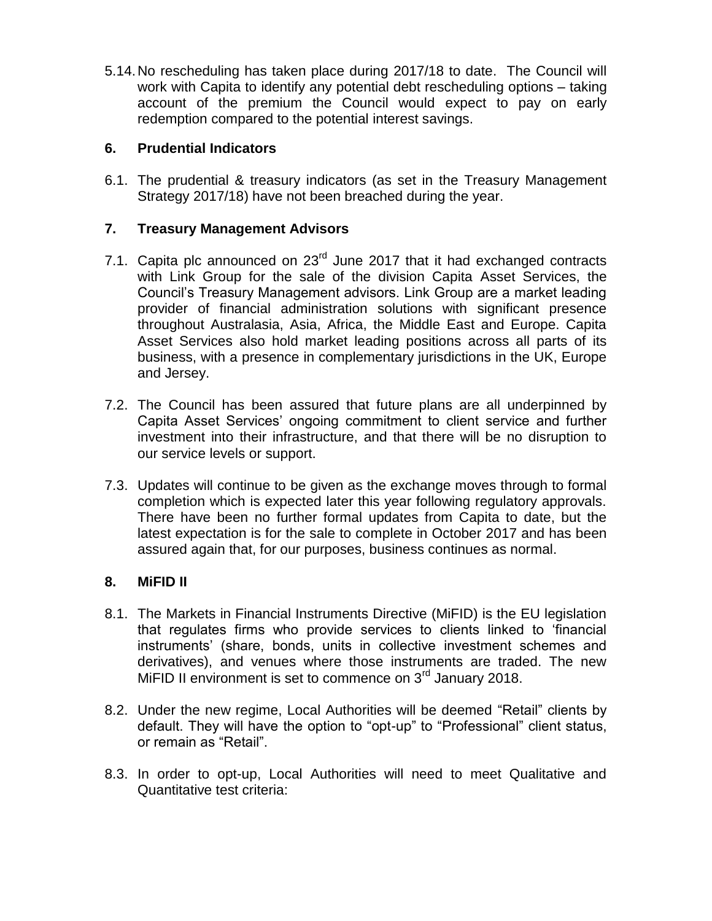5.14. No rescheduling has taken place during 2017/18 to date. The Council will work with Capita to identify any potential debt rescheduling options – taking account of the premium the Council would expect to pay on early redemption compared to the potential interest savings.

## 6. Prudential Indicators

6.1. The prudential & treasury indicators (as set in the Treasury Management Strategy 2017/18) have not been breached during the year.

## 7. Treasury Management Advisors

7.1. Capita plc announced on 23rd June 2017 that it had exchanged contracts with Link Group for the sale of the division Capita Asset Services, the Council's Treasury Management advisors. Link Group are a market leading provider of financial administration solutions with significant presence throughout Australasia, Asia, Africa, the Middle East and Europe. Capita Asset Services also hold market leading positions across all parts of its business, with a presence in complementary jurisdictions in the UK, Europe and Jersey.

7.2. The Council has been assured that future plans are all underpinned by Capita Asset Services' ongoing commitment to client service and further investment into their infrastructure, and that there will be no disruption to our service levels or support.

7.3. Updates will continue to be given as the exchange moves through to formal completion which is expected later this year following regulatory approvals. There have been no further formal updates from Capita to date, but the latest expectation is for the sale to complete in October 2017 and has been assured again that, for our purposes, business continues as normal.

## 8. MiFID II

8.1. The Markets in Financial Instruments Directive (MiFID) is the EU legislation that regulates firms who provide services to clients linked to 'financial instruments' (share, bonds, units in collective investment schemes and derivatives), and venues where those instruments are traded. The new MiFID II environment is set to commence on 3rd January 2018.

8.2. Under the new regime, Local Authorities will be deemed "Retail" clients by default. They will have the option to "opt-up" to "Professional" client status, or remain as "Retail".

8.3. In order to opt-up, Local Authorities will need to meet Qualitative and Quantitative test criteria: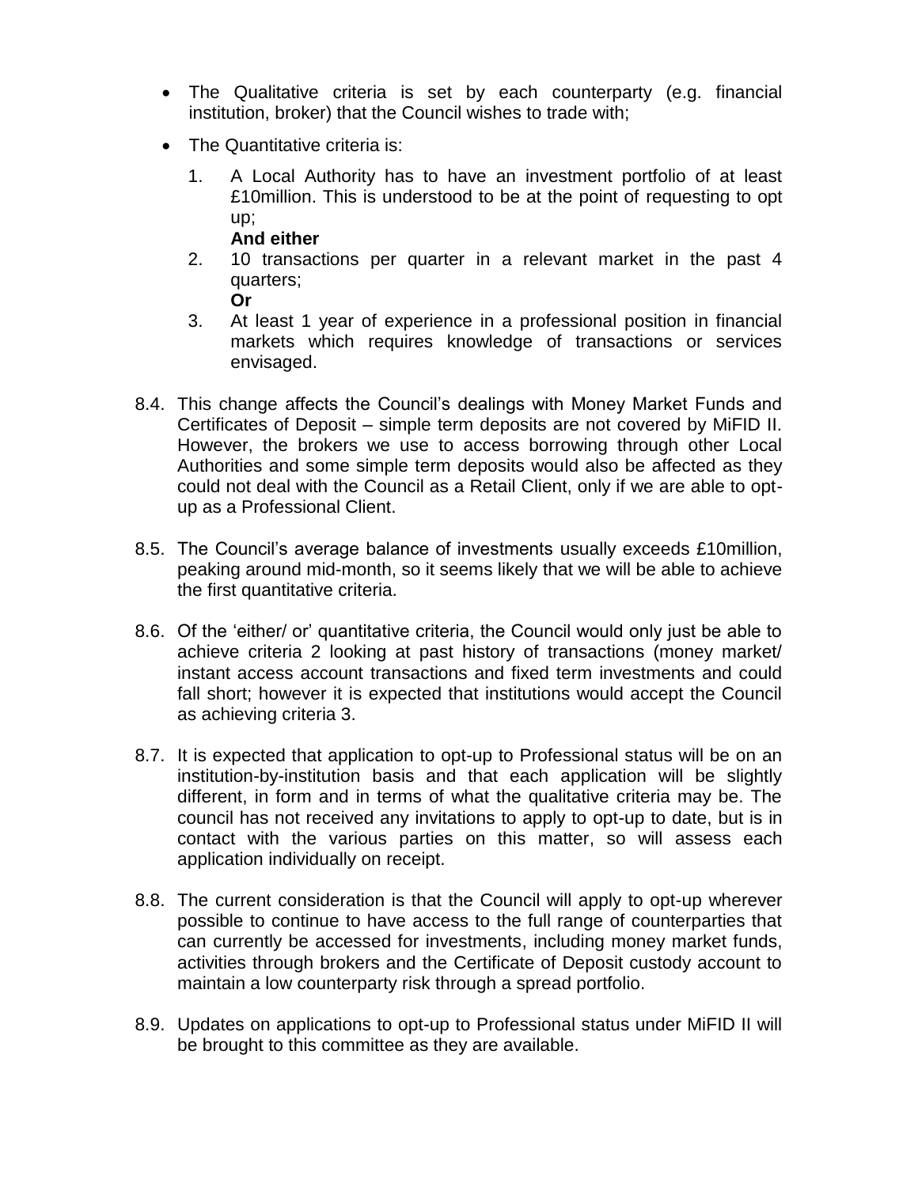- The Qualitative criteria is set by each counterparty (e.g. financial institution, broker) that the Council wishes to trade with;
- The Quantitative criteria is:
  1. A Local Authority has to have an investment portfolio of at least £10million. This is understood to be at the point of requesting to opt up;
     **And either**
  2. 10 transactions per quarter in a relevant market in the past 4 quarters;
     **Or**
  3. At least 1 year of experience in a professional position in financial markets which requires knowledge of transactions or services envisaged.

8.4. This change affects the Council's dealings with Money Market Funds and Certificates of Deposit – simple term deposits are not covered by MiFID II. However, the brokers we use to access borrowing through other Local Authorities and some simple term deposits would also be affected as they could not deal with the Council as a Retail Client, only if we are able to opt-up as a Professional Client.

8.5. The Council's average balance of investments usually exceeds £10million, peaking around mid-month, so it seems likely that we will be able to achieve the first quantitative criteria.

8.6. Of the 'either/ or' quantitative criteria, the Council would only just be able to achieve criteria 2 looking at past history of transactions (money market/ instant access account transactions and fixed term investments and could fall short; however it is expected that institutions would accept the Council as achieving criteria 3.

8.7. It is expected that application to opt-up to Professional status will be on an institution-by-institution basis and that each application will be slightly different, in form and in terms of what the qualitative criteria may be. The council has not received any invitations to apply to opt-up to date, but is in contact with the various parties on this matter, so will assess each application individually on receipt.

8.8. The current consideration is that the Council will apply to opt-up wherever possible to continue to have access to the full range of counterparties that can currently be accessed for investments, including money market funds, activities through brokers and the Certificate of Deposit custody account to maintain a low counterparty risk through a spread portfolio.

8.9. Updates on applications to opt-up to Professional status under MiFID II will be brought to this committee as they are available.